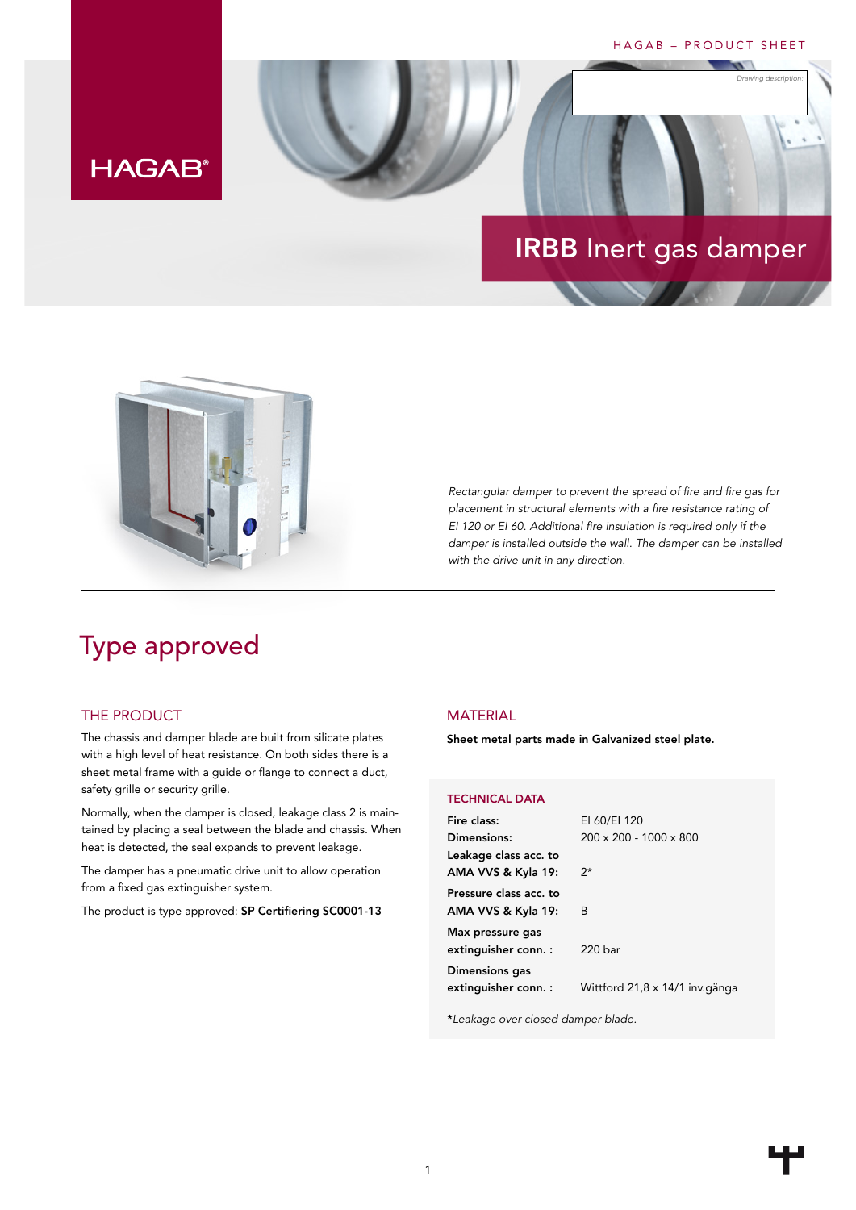# IRBB Inert gas damper

*Rectangular damper to prevent the spread of fire and fire gas for placement in structural elements with a fire resistance rating of EI 120 or EI 60. Additional fire insulation is required only if the damper is installed outside the wall. The damper can be installed with the drive unit in any direction.*

## Type approved

### THE PRODUCT

The chassis and damper blade are built from silicate plates with a high level of heat resistance. On both sides there is a sheet metal frame with a guide or flange to connect a duct, safety grille or security grille.

Normally, when the damper is closed, leakage class 2 is maintained by placing a seal between the blade and chassis. When heat is detected, the seal expands to prevent leakage.

The damper has a pneumatic drive unit to allow operation from a fixed gas extinguisher system.

The product is type approved: **SP Certifiering SC0001-13**

### MATERIAL

**Sheet metal parts made in Galvanized steel plate.**

### TECHNICAL DATA

| | |
|---|---|
| **Fire class:** | EI 60/EI 120 |
| **Dimensions:** | 200 x 200 - 1000 x 800 |
| **Leakage class acc. to AMA VVS & Kyla 19:** | 2* |
| **Pressure class acc. to AMA VVS & Kyla 19:** | B |
| **Max pressure gas extinguisher conn. :** | 220 bar |
| **Dimensions gas extinguisher conn. :** | Wittford 21,8 x 14/1 inv.gänga |

**\***_Leakage over closed damper blade._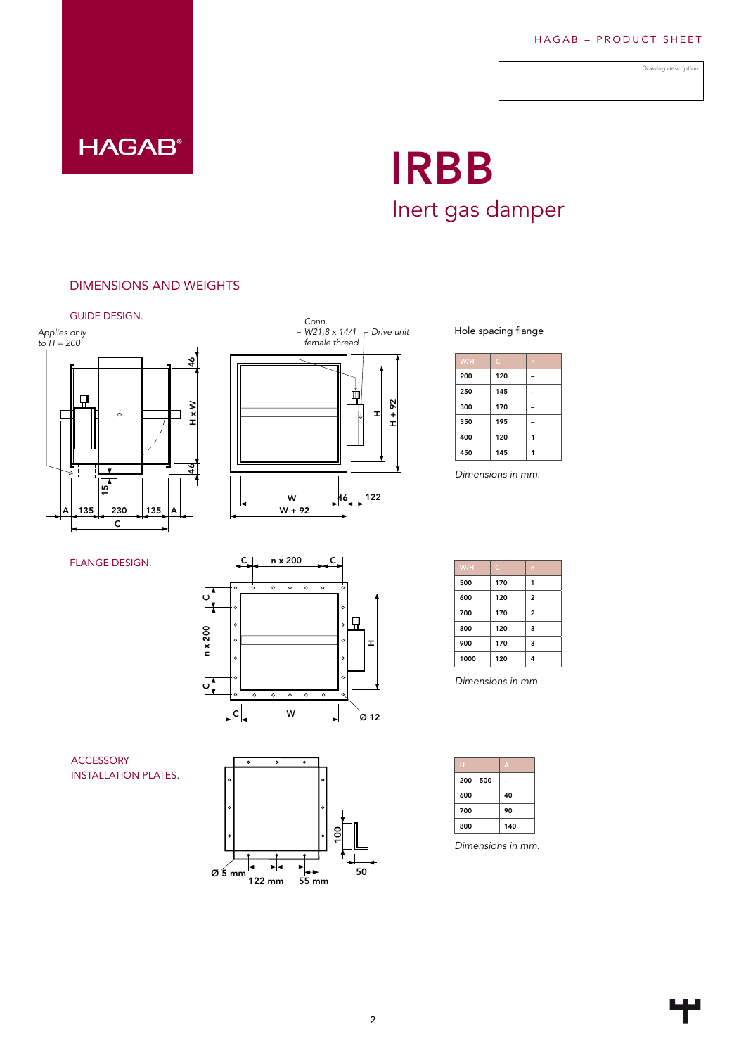HAGAB – PRODUCT SHEET

*Drawing description:*

# IRBB

## Inert gas damper

### DIMENSIONS AND WEIGHTS

#### GUIDE DESIGN.

*Applies only to H = 200*

*Conn. W21,8 x 14/1 female thread*

*Drive unit*

Hole spacing flange

| W/H | C | n |
|---|---|---|
| 200 | 120 | – |
| 250 | 145 | – |
| 300 | 170 | – |
| 350 | 195 | – |
| 400 | 120 | 1 |
| 450 | 145 | 1 |

*Dimensions in mm.*

#### FLANGE DESIGN.

| W/H | C | n |
|---|---|---|
| 500 | 170 | 1 |
| 600 | 120 | 2 |
| 700 | 170 | 2 |
| 800 | 120 | 3 |
| 900 | 170 | 3 |
| 1000 | 120 | 4 |

*Dimensions in mm.*

#### ACCESSORY INSTALLATION PLATES.

| H | A |
|---|---|
| 200 – 500 | – |
| 600 | 40 |
| 700 | 90 |
| 800 | 140 |

*Dimensions in mm.*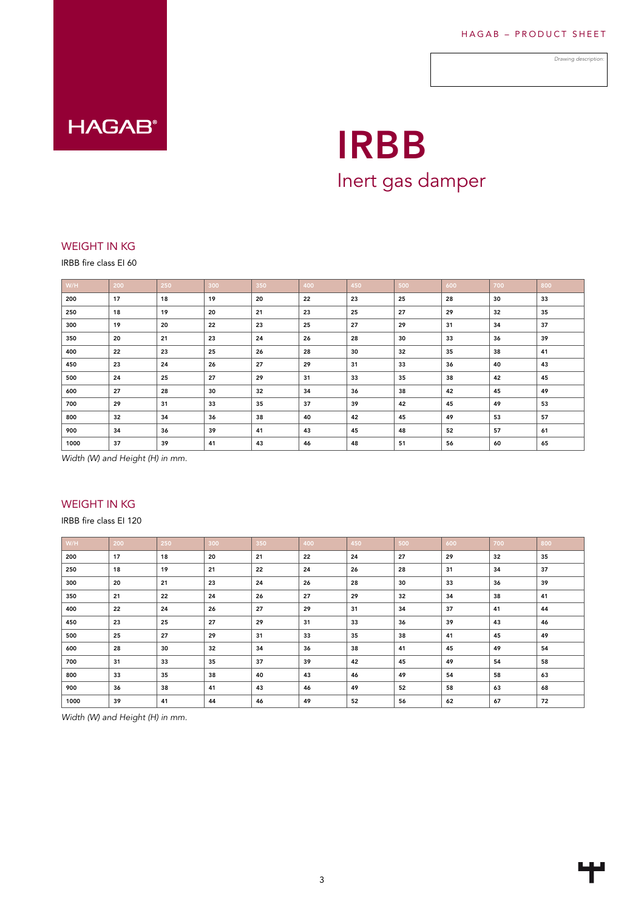# IRBB

## Inert gas damper

### WEIGHT IN KG

IRBB fire class EI 60

| W/H | 200 | 250 | 300 | 350 | 400 | 450 | 500 | 600 | 700 | 800 |
|---|---|---|---|---|---|---|---|---|---|---|
| 200 | 17 | 18 | 19 | 20 | 22 | 23 | 25 | 28 | 30 | 33 |
| 250 | 18 | 19 | 20 | 21 | 23 | 25 | 27 | 29 | 32 | 35 |
| 300 | 19 | 20 | 22 | 23 | 25 | 27 | 29 | 31 | 34 | 37 |
| 350 | 20 | 21 | 23 | 24 | 26 | 28 | 30 | 33 | 36 | 39 |
| 400 | 22 | 23 | 25 | 26 | 28 | 30 | 32 | 35 | 38 | 41 |
| 450 | 23 | 24 | 26 | 27 | 29 | 31 | 33 | 36 | 40 | 43 |
| 500 | 24 | 25 | 27 | 29 | 31 | 33 | 35 | 38 | 42 | 45 |
| 600 | 27 | 28 | 30 | 32 | 34 | 36 | 38 | 42 | 45 | 49 |
| 700 | 29 | 31 | 33 | 35 | 37 | 39 | 42 | 45 | 49 | 53 |
| 800 | 32 | 34 | 36 | 38 | 40 | 42 | 45 | 49 | 53 | 57 |
| 900 | 34 | 36 | 39 | 41 | 43 | 45 | 48 | 52 | 57 | 61 |
| 1000 | 37 | 39 | 41 | 43 | 46 | 48 | 51 | 56 | 60 | 65 |

*Width (W) and Height (H) in mm.*

### WEIGHT IN KG

IRBB fire class EI 120

| W/H | 200 | 250 | 300 | 350 | 400 | 450 | 500 | 600 | 700 | 800 |
|---|---|---|---|---|---|---|---|---|---|---|
| 200 | 17 | 18 | 20 | 21 | 22 | 24 | 27 | 29 | 32 | 35 |
| 250 | 18 | 19 | 21 | 22 | 24 | 26 | 28 | 31 | 34 | 37 |
| 300 | 20 | 21 | 23 | 24 | 26 | 28 | 30 | 33 | 36 | 39 |
| 350 | 21 | 22 | 24 | 26 | 27 | 29 | 32 | 34 | 38 | 41 |
| 400 | 22 | 24 | 26 | 27 | 29 | 31 | 34 | 37 | 41 | 44 |
| 450 | 23 | 25 | 27 | 29 | 31 | 33 | 36 | 39 | 43 | 46 |
| 500 | 25 | 27 | 29 | 31 | 33 | 35 | 38 | 41 | 45 | 49 |
| 600 | 28 | 30 | 32 | 34 | 36 | 38 | 41 | 45 | 49 | 54 |
| 700 | 31 | 33 | 35 | 37 | 39 | 42 | 45 | 49 | 54 | 58 |
| 800 | 33 | 35 | 38 | 40 | 43 | 46 | 49 | 54 | 58 | 63 |
| 900 | 36 | 38 | 41 | 43 | 46 | 49 | 52 | 58 | 63 | 68 |
| 1000 | 39 | 41 | 44 | 46 | 49 | 52 | 56 | 62 | 67 | 72 |

*Width (W) and Height (H) in mm.*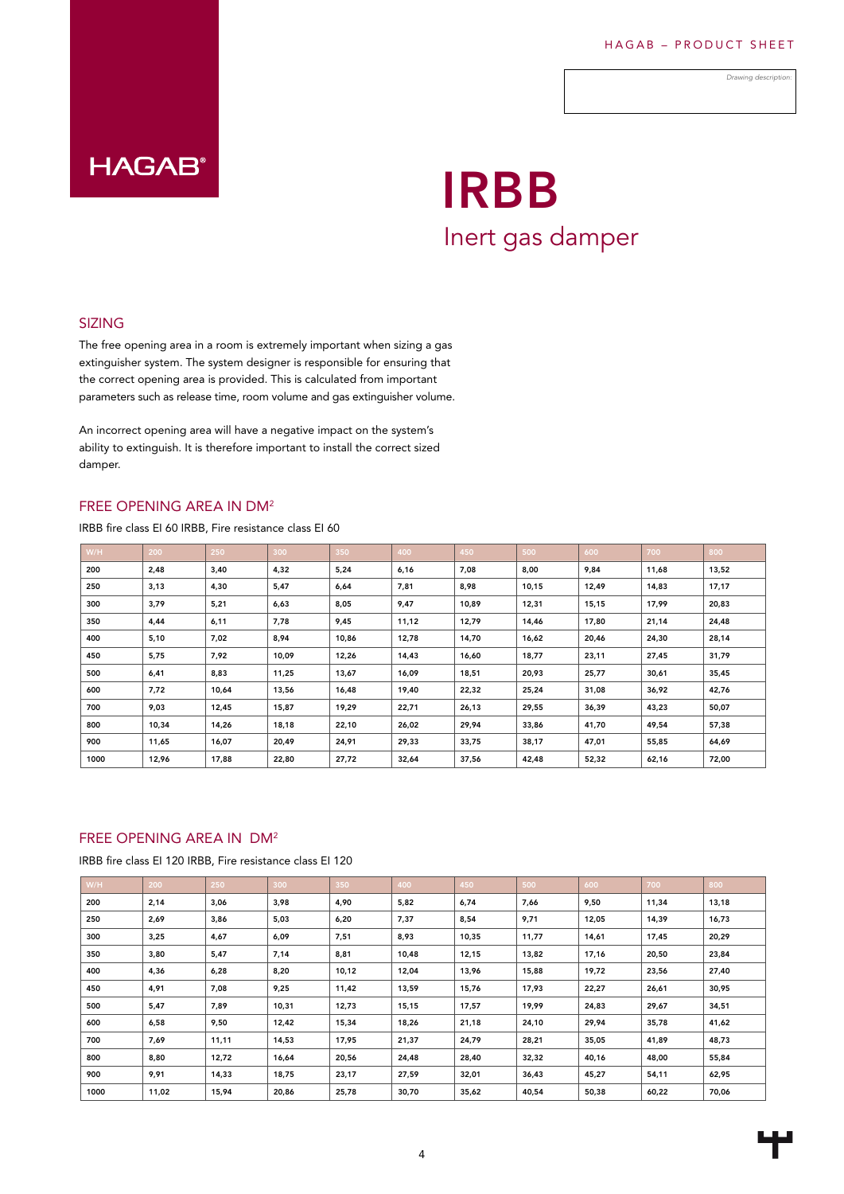HAGAB

# IRBB

## Inert gas damper

Drawing description:

## SIZING

The free opening area in a room is extremely important when sizing a gas extinguisher system. The system designer is responsible for ensuring that the correct opening area is provided. This is calculated from important parameters such as release time, room volume and gas extinguisher volume.

An incorrect opening area will have a negative impact on the system's ability to extinguish. It is therefore important to install the correct sized damper.

## FREE OPENING AREA IN DM²

IRBB fire class EI 60 IRBB, Fire resistance class EI 60

| W/H | 200 | 250 | 300 | 350 | 400 | 450 | 500 | 600 | 700 | 800 |
|---|---|---|---|---|---|---|---|---|---|---|
| 200 | 2,48 | 3,40 | 4,32 | 5,24 | 6,16 | 7,08 | 8,00 | 9,84 | 11,68 | 13,52 |
| 250 | 3,13 | 4,30 | 5,47 | 6,64 | 7,81 | 8,98 | 10,15 | 12,49 | 14,83 | 17,17 |
| 300 | 3,79 | 5,21 | 6,63 | 8,05 | 9,47 | 10,89 | 12,31 | 15,15 | 17,99 | 20,83 |
| 350 | 4,44 | 6,11 | 7,78 | 9,45 | 11,12 | 12,79 | 14,46 | 17,80 | 21,14 | 24,48 |
| 400 | 5,10 | 7,02 | 8,94 | 10,86 | 12,78 | 14,70 | 16,62 | 20,46 | 24,30 | 28,14 |
| 450 | 5,75 | 7,92 | 10,09 | 12,26 | 14,43 | 16,60 | 18,77 | 23,11 | 27,45 | 31,79 |
| 500 | 6,41 | 8,83 | 11,25 | 13,67 | 16,09 | 18,51 | 20,93 | 25,77 | 30,61 | 35,45 |
| 600 | 7,72 | 10,64 | 13,56 | 16,48 | 19,40 | 22,32 | 25,24 | 31,08 | 36,92 | 42,76 |
| 700 | 9,03 | 12,45 | 15,87 | 19,29 | 22,71 | 26,13 | 29,55 | 36,39 | 43,23 | 50,07 |
| 800 | 10,34 | 14,26 | 18,18 | 22,10 | 26,02 | 29,94 | 33,86 | 41,70 | 49,54 | 57,38 |
| 900 | 11,65 | 16,07 | 20,49 | 24,91 | 29,33 | 33,75 | 38,17 | 47,01 | 55,85 | 64,69 |
| 1000 | 12,96 | 17,88 | 22,80 | 27,72 | 32,64 | 37,56 | 42,48 | 52,32 | 62,16 | 72,00 |

## FREE OPENING AREA IN DM²

IRBB fire class EI 120 IRBB, Fire resistance class EI 120

| W/H | 200 | 250 | 300 | 350 | 400 | 450 | 500 | 600 | 700 | 800 |
|---|---|---|---|---|---|---|---|---|---|---|
| 200 | 2,14 | 3,06 | 3,98 | 4,90 | 5,82 | 6,74 | 7,66 | 9,50 | 11,34 | 13,18 |
| 250 | 2,69 | 3,86 | 5,03 | 6,20 | 7,37 | 8,54 | 9,71 | 12,05 | 14,39 | 16,73 |
| 300 | 3,25 | 4,67 | 6,09 | 7,51 | 8,93 | 10,35 | 11,77 | 14,61 | 17,45 | 20,29 |
| 350 | 3,80 | 5,47 | 7,14 | 8,81 | 10,48 | 12,15 | 13,82 | 17,16 | 20,50 | 23,84 |
| 400 | 4,36 | 6,28 | 8,20 | 10,12 | 12,04 | 13,96 | 15,88 | 19,72 | 23,56 | 27,40 |
| 450 | 4,91 | 7,08 | 9,25 | 11,42 | 13,59 | 15,76 | 17,93 | 22,27 | 26,61 | 30,95 |
| 500 | 5,47 | 7,89 | 10,31 | 12,73 | 15,15 | 17,57 | 19,99 | 24,83 | 29,67 | 34,51 |
| 600 | 6,58 | 9,50 | 12,42 | 15,34 | 18,26 | 21,18 | 24,10 | 29,94 | 35,78 | 41,62 |
| 700 | 7,69 | 11,11 | 14,53 | 17,95 | 21,37 | 24,79 | 28,21 | 35,05 | 41,89 | 48,73 |
| 800 | 8,80 | 12,72 | 16,64 | 20,56 | 24,48 | 28,40 | 32,32 | 40,16 | 48,00 | 55,84 |
| 900 | 9,91 | 14,33 | 18,75 | 23,17 | 27,59 | 32,01 | 36,43 | 45,27 | 54,11 | 62,95 |
| 1000 | 11,02 | 15,94 | 20,86 | 25,78 | 30,70 | 35,62 | 40,54 | 50,38 | 60,22 | 70,06 |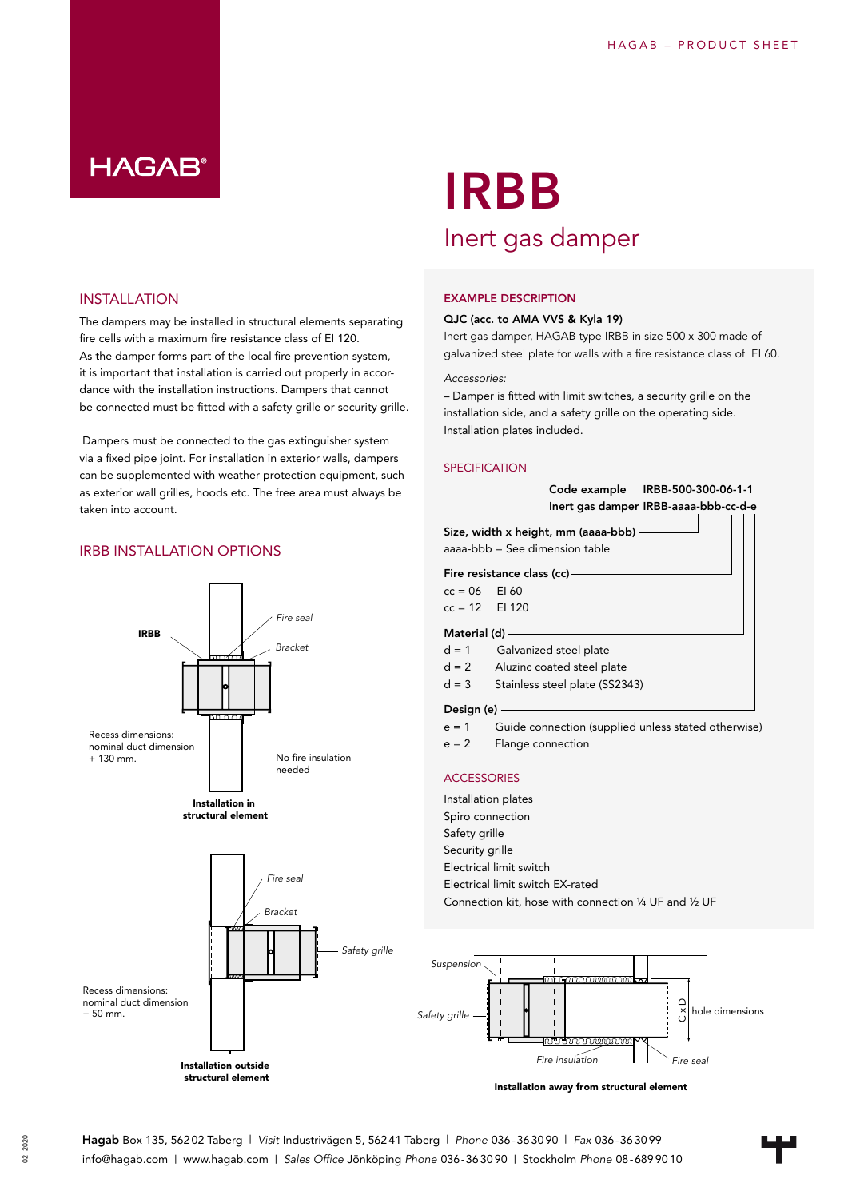# IRBB

## Inert gas damper

## INSTALLATION

The dampers may be installed in structural elements separating fire cells with a maximum fire resistance class of EI 120.
As the damper forms part of the local fire prevention system, it is important that installation is carried out properly in accordance with the installation instructions. Dampers that cannot be connected must be fitted with a safety grille or security grille.

Dampers must be connected to the gas extinguisher system via a fixed pipe joint. For installation in exterior walls, dampers can be supplemented with weather protection equipment, such as exterior wall grilles, hoods etc. The free area must always be taken into account.

## IRBB INSTALLATION OPTIONS

IRBB

Fire seal

Bracket

Recess dimensions: nominal duct dimension + 130 mm.

No fire insulation needed

**Installation in structural element**

Fire seal

Bracket

Safety grille

Recess dimensions: nominal duct dimension + 50 mm.

**Installation outside structural element**

## EXAMPLE DESCRIPTION

**QJC (acc. to AMA VVS & Kyla 19)**

Inert gas damper, HAGAB type IRBB in size 500 x 300 made of galvanized steel plate for walls with a fire resistance class of EI 60.

*Accessories:*

– Damper is fitted with limit switches, a security grille on the installation side, and a safety grille on the operating side. Installation plates included.

## SPECIFICATION

**Code example** **IRBB-500-300-06-1-1**

**Inert gas damper** **IRBB-aaaa-bbb-cc-d-e**

**Size, width x height, mm (aaaa-bbb)**

aaaa-bbb = See dimension table

**Fire resistance class (cc)**

cc = 06 EI 60

cc = 12 EI 120

**Material (d)**

d = 1 Galvanized steel plate

d = 2 Aluzinc coated steel plate

d = 3 Stainless steel plate (SS2343)

**Design (e)**

e = 1 Guide connection (supplied unless stated otherwise)

e = 2 Flange connection

## ACCESSORIES

Installation plates
Spiro connection
Safety grille
Security grille
Electrical limit switch
Electrical limit switch EX-rated
Connection kit, hose with connection ¼ UF and ½ UF

Suspension

Safety grille

C x D

hole dimensions

Fire insulation

Fire seal

**Installation away from structural element**

**Hagab** Box 135, 562 02 Taberg | *Visit* Industrivägen 5, 562 41 Taberg | *Phone* 036-36 30 90 | *Fax* 036-36 30 99
info@hagab.com | www.hagab.com | *Sales Office* Jönköping *Phone* 036-36 30 90 | Stockholm *Phone* 08-689 90 10